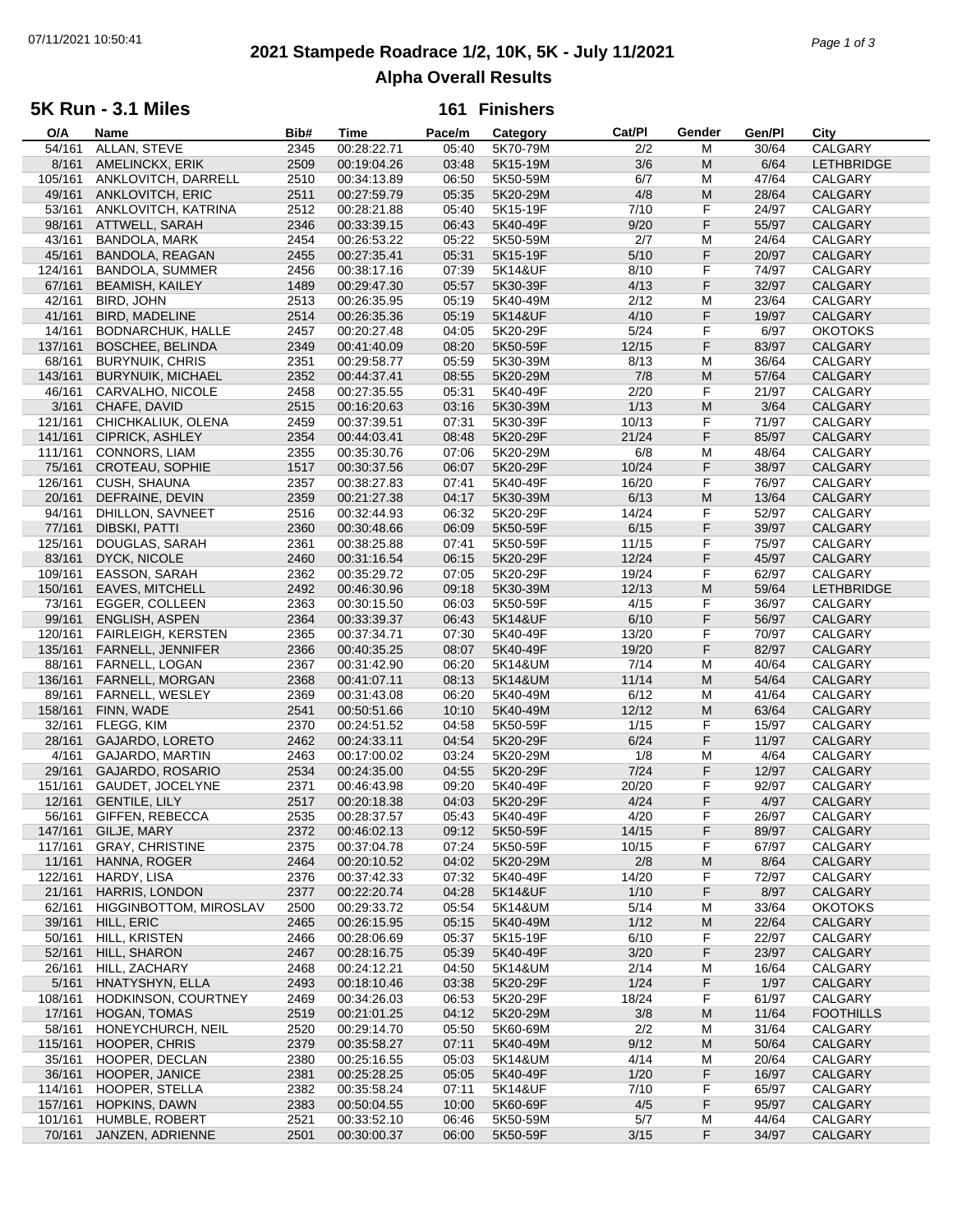# 2021 Stampede Roadrace 1/2, 10K, 5K - July 11/2021

## Alpha Overall Results

### 5K Run - 3.1 Miles — 161 Finishers

| O/A | Name | Bib# | Time | Pace/m | Category | Cat/Pl | Gender | Gen/Pl | City |
|---|---|---|---|---|---|---|---|---|---|
| 54/161 | ALLAN, STEVE | 2345 | 00:28:22.71 | 05:40 | 5K70-79M | 2/2 | M | 30/64 | CALGARY |
| 8/161 | AMELINCKX, ERIK | 2509 | 00:19:04.26 | 03:48 | 5K15-19M | 3/6 | M | 6/64 | LETHBRIDGE |
| 105/161 | ANKLOVITCH, DARRELL | 2510 | 00:34:13.89 | 06:50 | 5K50-59M | 6/7 | M | 47/64 | CALGARY |
| 49/161 | ANKLOVITCH, ERIC | 2511 | 00:27:59.79 | 05:35 | 5K20-29M | 4/8 | M | 28/64 | CALGARY |
| 53/161 | ANKLOVITCH, KATRINA | 2512 | 00:28:21.88 | 05:40 | 5K15-19F | 7/10 | F | 24/97 | CALGARY |
| 98/161 | ATTWELL, SARAH | 2346 | 00:33:39.15 | 06:43 | 5K40-49F | 9/20 | F | 55/97 | CALGARY |
| 43/161 | BANDOLA, MARK | 2454 | 00:26:53.22 | 05:22 | 5K50-59M | 2/7 | M | 24/64 | CALGARY |
| 45/161 | BANDOLA, REAGAN | 2455 | 00:27:35.41 | 05:31 | 5K15-19F | 5/10 | F | 20/97 | CALGARY |
| 124/161 | BANDOLA, SUMMER | 2456 | 00:38:17.16 | 07:39 | 5K14&UF | 8/10 | F | 74/97 | CALGARY |
| 67/161 | BEAMISH, KAILEY | 1489 | 00:29:47.30 | 05:57 | 5K30-39F | 4/13 | F | 32/97 | CALGARY |
| 42/161 | BIRD, JOHN | 2513 | 00:26:35.95 | 05:19 | 5K40-49M | 2/12 | M | 23/64 | CALGARY |
| 41/161 | BIRD, MADELINE | 2514 | 00:26:35.36 | 05:19 | 5K14&UF | 4/10 | F | 19/97 | CALGARY |
| 14/161 | BODNARCHUK, HALLE | 2457 | 00:20:27.48 | 04:05 | 5K20-29F | 5/24 | F | 6/97 | OKOTOKS |
| 137/161 | BOSCHEE, BELINDA | 2349 | 00:41:40.09 | 08:20 | 5K50-59F | 12/15 | F | 83/97 | CALGARY |
| 68/161 | BURYNUIK, CHRIS | 2351 | 00:29:58.77 | 05:59 | 5K30-39M | 8/13 | M | 36/64 | CALGARY |
| 143/161 | BURYNUIK, MICHAEL | 2352 | 00:44:37.41 | 08:55 | 5K20-29M | 7/8 | M | 57/64 | CALGARY |
| 46/161 | CARVALHO, NICOLE | 2458 | 00:27:35.55 | 05:31 | 5K40-49F | 2/20 | F | 21/97 | CALGARY |
| 3/161 | CHAFE, DAVID | 2515 | 00:16:20.63 | 03:16 | 5K30-39M | 1/13 | M | 3/64 | CALGARY |
| 121/161 | CHICHKALIUK, OLENA | 2459 | 00:37:39.51 | 07:31 | 5K30-39F | 10/13 | F | 71/97 | CALGARY |
| 141/161 | CIPRICK, ASHLEY | 2354 | 00:44:03.41 | 08:48 | 5K20-29F | 21/24 | F | 85/97 | CALGARY |
| 111/161 | CONNORS, LIAM | 2355 | 00:35:30.76 | 07:06 | 5K20-29M | 6/8 | M | 48/64 | CALGARY |
| 75/161 | CROTEAU, SOPHIE | 1517 | 00:30:37.56 | 06:07 | 5K20-29F | 10/24 | F | 38/97 | CALGARY |
| 126/161 | CUSH, SHAUNA | 2357 | 00:38:27.83 | 07:41 | 5K40-49F | 16/20 | F | 76/97 | CALGARY |
| 20/161 | DEFRAINE, DEVIN | 2359 | 00:21:27.38 | 04:17 | 5K30-39M | 6/13 | M | 13/64 | CALGARY |
| 94/161 | DHILLON, SAVNEET | 2516 | 00:32:44.93 | 06:32 | 5K20-29F | 14/24 | F | 52/97 | CALGARY |
| 77/161 | DIBSKI, PATTI | 2360 | 00:30:48.66 | 06:09 | 5K50-59F | 6/15 | F | 39/97 | CALGARY |
| 125/161 | DOUGLAS, SARAH | 2361 | 00:38:25.88 | 07:41 | 5K50-59F | 11/15 | F | 75/97 | CALGARY |
| 83/161 | DYCK, NICOLE | 2460 | 00:31:16.54 | 06:15 | 5K20-29F | 12/24 | F | 45/97 | CALGARY |
| 109/161 | EASSON, SARAH | 2362 | 00:35:29.72 | 07:05 | 5K20-29F | 19/24 | F | 62/97 | CALGARY |
| 150/161 | EAVES, MITCHELL | 2492 | 00:46:30.96 | 09:18 | 5K30-39M | 12/13 | M | 59/64 | LETHBRIDGE |
| 73/161 | EGGER, COLLEEN | 2363 | 00:30:15.50 | 06:03 | 5K50-59F | 4/15 | F | 36/97 | CALGARY |
| 99/161 | ENGLISH, ASPEN | 2364 | 00:33:39.37 | 06:43 | 5K14&UF | 6/10 | F | 56/97 | CALGARY |
| 120/161 | FAIRLEIGH, KERSTEN | 2365 | 00:37:34.71 | 07:30 | 5K40-49F | 13/20 | F | 70/97 | CALGARY |
| 135/161 | FARNELL, JENNIFER | 2366 | 00:40:35.25 | 08:07 | 5K40-49F | 19/20 | F | 82/97 | CALGARY |
| 88/161 | FARNELL, LOGAN | 2367 | 00:31:42.90 | 06:20 | 5K14&UM | 7/14 | M | 40/64 | CALGARY |
| 136/161 | FARNELL, MORGAN | 2368 | 00:41:07.11 | 08:13 | 5K14&UM | 11/14 | M | 54/64 | CALGARY |
| 89/161 | FARNELL, WESLEY | 2369 | 00:31:43.08 | 06:20 | 5K40-49M | 6/12 | M | 41/64 | CALGARY |
| 158/161 | FINN, WADE | 2541 | 00:50:51.66 | 10:10 | 5K40-49M | 12/12 | M | 63/64 | CALGARY |
| 32/161 | FLEGG, KIM | 2370 | 00:24:51.52 | 04:58 | 5K50-59F | 1/15 | F | 15/97 | CALGARY |
| 28/161 | GAJARDO, LORETO | 2462 | 00:24:33.11 | 04:54 | 5K20-29F | 6/24 | F | 11/97 | CALGARY |
| 4/161 | GAJARDO, MARTIN | 2463 | 00:17:00.02 | 03:24 | 5K20-29M | 1/8 | M | 4/64 | CALGARY |
| 29/161 | GAJARDO, ROSARIO | 2534 | 00:24:35.00 | 04:55 | 5K20-29F | 7/24 | F | 12/97 | CALGARY |
| 151/161 | GAUDET, JOCELYNE | 2371 | 00:46:43.98 | 09:20 | 5K40-49F | 20/20 | F | 92/97 | CALGARY |
| 12/161 | GENTILE, LILY | 2517 | 00:20:18.38 | 04:03 | 5K20-29F | 4/24 | F | 4/97 | CALGARY |
| 56/161 | GIFFEN, REBECCA | 2535 | 00:28:37.57 | 05:43 | 5K40-49F | 4/20 | F | 26/97 | CALGARY |
| 147/161 | GILJE, MARY | 2372 | 00:46:02.13 | 09:12 | 5K50-59F | 14/15 | F | 89/97 | CALGARY |
| 117/161 | GRAY, CHRISTINE | 2375 | 00:37:04.78 | 07:24 | 5K50-59F | 10/15 | F | 67/97 | CALGARY |
| 11/161 | HANNA, ROGER | 2464 | 00:20:10.52 | 04:02 | 5K20-29M | 2/8 | M | 8/64 | CALGARY |
| 122/161 | HARDY, LISA | 2376 | 00:37:42.33 | 07:32 | 5K40-49F | 14/20 | F | 72/97 | CALGARY |
| 21/161 | HARRIS, LONDON | 2377 | 00:22:20.74 | 04:28 | 5K14&UF | 1/10 | F | 8/97 | CALGARY |
| 62/161 | HIGGINBOTTOM, MIROSLAV | 2500 | 00:29:33.72 | 05:54 | 5K14&UM | 5/14 | M | 33/64 | OKOTOKS |
| 39/161 | HILL, ERIC | 2465 | 00:26:15.95 | 05:15 | 5K40-49M | 1/12 | M | 22/64 | CALGARY |
| 50/161 | HILL, KRISTEN | 2466 | 00:28:06.69 | 05:37 | 5K15-19F | 6/10 | F | 22/97 | CALGARY |
| 52/161 | HILL, SHARON | 2467 | 00:28:16.75 | 05:39 | 5K40-49F | 3/20 | F | 23/97 | CALGARY |
| 26/161 | HILL, ZACHARY | 2468 | 00:24:12.21 | 04:50 | 5K14&UM | 2/14 | M | 16/64 | CALGARY |
| 5/161 | HNATYSHYN, ELLA | 2493 | 00:18:10.46 | 03:38 | 5K20-29F | 1/24 | F | 1/97 | CALGARY |
| 108/161 | HODKINSON, COURTNEY | 2469 | 00:34:26.03 | 06:53 | 5K20-29F | 18/24 | F | 61/97 | CALGARY |
| 17/161 | HOGAN, TOMAS | 2519 | 00:21:01.25 | 04:12 | 5K20-29M | 3/8 | M | 11/64 | FOOTHILLS |
| 58/161 | HONEYCHURCH, NEIL | 2520 | 00:29:14.70 | 05:50 | 5K60-69M | 2/2 | M | 31/64 | CALGARY |
| 115/161 | HOOPER, CHRIS | 2379 | 00:35:58.27 | 07:11 | 5K40-49M | 9/12 | M | 50/64 | CALGARY |
| 35/161 | HOOPER, DECLAN | 2380 | 00:25:16.55 | 05:03 | 5K14&UM | 4/14 | M | 20/64 | CALGARY |
| 36/161 | HOOPER, JANICE | 2381 | 00:25:28.25 | 05:05 | 5K40-49F | 1/20 | F | 16/97 | CALGARY |
| 114/161 | HOOPER, STELLA | 2382 | 00:35:58.24 | 07:11 | 5K14&UF | 7/10 | F | 65/97 | CALGARY |
| 157/161 | HOPKINS, DAWN | 2383 | 00:50:04.55 | 10:00 | 5K60-69F | 4/5 | F | 95/97 | CALGARY |
| 101/161 | HUMBLE, ROBERT | 2521 | 00:33:52.10 | 06:46 | 5K50-59M | 5/7 | M | 44/64 | CALGARY |
| 70/161 | JANZEN, ADRIENNE | 2501 | 00:30:00.37 | 06:00 | 5K50-59F | 3/15 | F | 34/97 | CALGARY |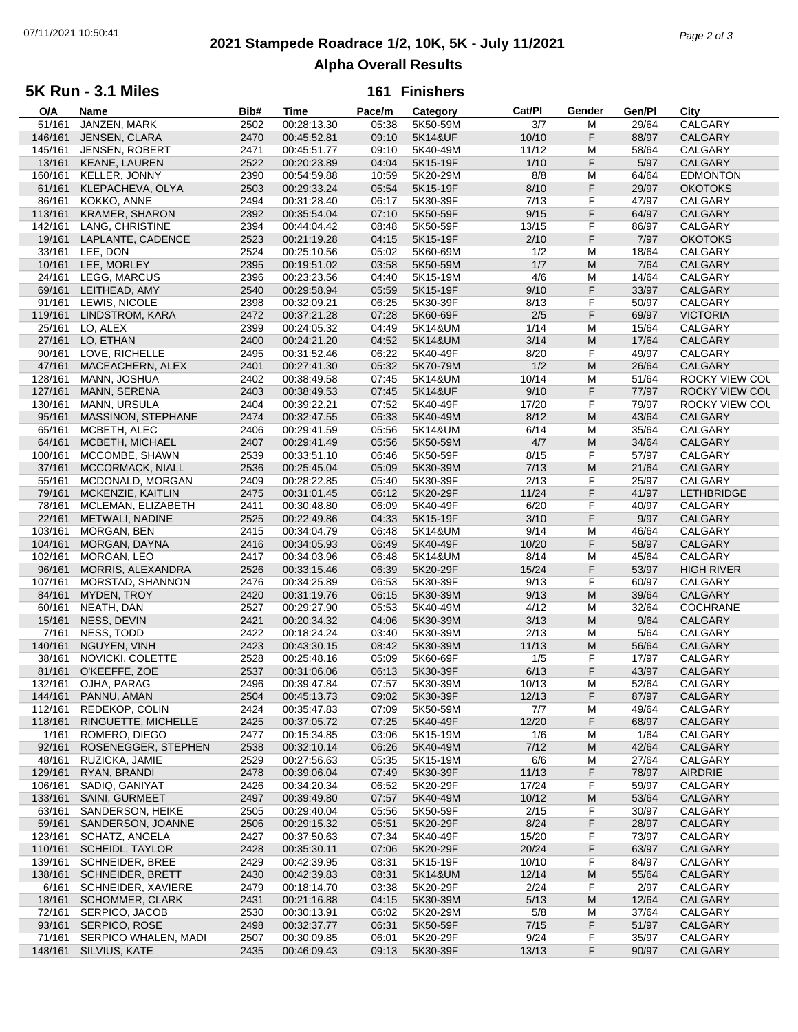## 2021 Stampede Roadrace 1/2, 10K, 5K - July 11/2021

## Alpha Overall Results

### 5K Run - 3.1 Miles — 161 Finishers

| O/A | Name | Bib# | Time | Pace/m | Category | Cat/Pl | Gender | Gen/Pl | City |
|---|---|---|---|---|---|---|---|---|---|
| 51/161 | JANZEN, MARK | 2502 | 00:28:13.30 | 05:38 | 5K50-59M | 3/7 | M | 29/64 | CALGARY |
| 146/161 | JENSEN, CLARA | 2470 | 00:45:52.81 | 09:10 | 5K14&UF | 10/10 | F | 88/97 | CALGARY |
| 145/161 | JENSEN, ROBERT | 2471 | 00:45:51.77 | 09:10 | 5K40-49M | 11/12 | M | 58/64 | CALGARY |
| 13/161 | KEANE, LAUREN | 2522 | 00:20:23.89 | 04:04 | 5K15-19F | 1/10 | F | 5/97 | CALGARY |
| 160/161 | KELLER, JONNY | 2390 | 00:54:59.88 | 10:59 | 5K20-29M | 8/8 | M | 64/64 | EDMONTON |
| 61/161 | KLEPACHEVA, OLYA | 2503 | 00:29:33.24 | 05:54 | 5K15-19F | 8/10 | F | 29/97 | OKOTOKS |
| 86/161 | KOKKO, ANNE | 2494 | 00:31:28.40 | 06:17 | 5K30-39F | 7/13 | F | 47/97 | CALGARY |
| 113/161 | KRAMER, SHARON | 2392 | 00:35:54.04 | 07:10 | 5K50-59F | 9/15 | F | 64/97 | CALGARY |
| 142/161 | LANG, CHRISTINE | 2394 | 00:44:04.42 | 08:48 | 5K50-59F | 13/15 | F | 86/97 | CALGARY |
| 19/161 | LAPLANTE, CADENCE | 2523 | 00:21:19.28 | 04:15 | 5K15-19F | 2/10 | F | 7/97 | OKOTOKS |
| 33/161 | LEE, DON | 2524 | 00:25:10.56 | 05:02 | 5K60-69M | 1/2 | M | 18/64 | CALGARY |
| 10/161 | LEE, MORLEY | 2395 | 00:19:51.02 | 03:58 | 5K50-59M | 1/7 | M | 7/64 | CALGARY |
| 24/161 | LEGG, MARCUS | 2396 | 00:23:23.56 | 04:40 | 5K15-19M | 4/6 | M | 14/64 | CALGARY |
| 69/161 | LEITHEAD, AMY | 2540 | 00:29:58.94 | 05:59 | 5K15-19F | 9/10 | F | 33/97 | CALGARY |
| 91/161 | LEWIS, NICOLE | 2398 | 00:32:09.21 | 06:25 | 5K30-39F | 8/13 | F | 50/97 | CALGARY |
| 119/161 | LINDSTROM, KARA | 2472 | 00:37:21.28 | 07:28 | 5K60-69F | 2/5 | F | 69/97 | VICTORIA |
| 25/161 | LO, ALEX | 2399 | 00:24:05.32 | 04:49 | 5K14&UM | 1/14 | M | 15/64 | CALGARY |
| 27/161 | LO, ETHAN | 2400 | 00:24:21.20 | 04:52 | 5K14&UM | 3/14 | M | 17/64 | CALGARY |
| 90/161 | LOVE, RICHELLE | 2495 | 00:31:52.46 | 06:22 | 5K40-49F | 8/20 | F | 49/97 | CALGARY |
| 47/161 | MACEACHERN, ALEX | 2401 | 00:27:41.30 | 05:32 | 5K70-79M | 1/2 | M | 26/64 | CALGARY |
| 128/161 | MANN, JOSHUA | 2402 | 00:38:49.58 | 07:45 | 5K14&UM | 10/14 | M | 51/64 | ROCKY VIEW COU |
| 127/161 | MANN, SERENA | 2403 | 00:38:49.53 | 07:45 | 5K14&UF | 9/10 | F | 77/97 | ROCKY VIEW COU |
| 130/161 | MANN, URSULA | 2404 | 00:39:22.21 | 07:52 | 5K40-49F | 17/20 | F | 79/97 | ROCKY VIEW COU |
| 95/161 | MASSINON, STEPHANE | 2474 | 00:32:47.55 | 06:33 | 5K40-49M | 8/12 | M | 43/64 | CALGARY |
| 65/161 | MCBETH, ALEC | 2406 | 00:29:41.59 | 05:56 | 5K14&UM | 6/14 | M | 35/64 | CALGARY |
| 64/161 | MCBETH, MICHAEL | 2407 | 00:29:41.49 | 05:56 | 5K50-59M | 4/7 | M | 34/64 | CALGARY |
| 100/161 | MCCOMBE, SHAWN | 2539 | 00:33:51.10 | 06:46 | 5K50-59F | 8/15 | F | 57/97 | CALGARY |
| 37/161 | MCCORMACK, NIALL | 2536 | 00:25:45.04 | 05:09 | 5K30-39M | 7/13 | M | 21/64 | CALGARY |
| 55/161 | MCDONALD, MORGAN | 2409 | 00:28:22.85 | 05:40 | 5K30-39F | 2/13 | F | 25/97 | CALGARY |
| 79/161 | MCKENZIE, KAITLIN | 2475 | 00:31:01.45 | 06:12 | 5K20-29F | 11/24 | F | 41/97 | LETHBRIDGE |
| 78/161 | MCLEMAN, ELIZABETH | 2411 | 00:30:48.80 | 06:09 | 5K40-49F | 6/20 | F | 40/97 | CALGARY |
| 22/161 | METWALI, NADINE | 2525 | 00:22:49.86 | 04:33 | 5K15-19F | 3/10 | F | 9/97 | CALGARY |
| 103/161 | MORGAN, BEN | 2415 | 00:34:04.79 | 06:48 | 5K14&UM | 9/14 | M | 46/64 | CALGARY |
| 104/161 | MORGAN, DAYNA | 2416 | 00:34:05.93 | 06:49 | 5K40-49F | 10/20 | F | 58/97 | CALGARY |
| 102/161 | MORGAN, LEO | 2417 | 00:34:03.96 | 06:48 | 5K14&UM | 8/14 | M | 45/64 | CALGARY |
| 96/161 | MORRIS, ALEXANDRA | 2526 | 00:33:15.46 | 06:39 | 5K20-29F | 15/24 | F | 53/97 | HIGH RIVER |
| 107/161 | MORSTAD, SHANNON | 2476 | 00:34:25.89 | 06:53 | 5K30-39F | 9/13 | F | 60/97 | CALGARY |
| 84/161 | MYDEN, TROY | 2420 | 00:31:19.76 | 06:15 | 5K30-39M | 9/13 | M | 39/64 | CALGARY |
| 60/161 | NEATH, DAN | 2527 | 00:29:27.90 | 05:53 | 5K40-49M | 4/12 | M | 32/64 | COCHRANE |
| 15/161 | NESS, DEVIN | 2421 | 00:20:34.32 | 04:06 | 5K30-39M | 3/13 | M | 9/64 | CALGARY |
| 7/161 | NESS, TODD | 2422 | 00:18:24.24 | 03:40 | 5K30-39M | 2/13 | M | 5/64 | CALGARY |
| 140/161 | NGUYEN, VINH | 2423 | 00:43:30.15 | 08:42 | 5K30-39M | 11/13 | M | 56/64 | CALGARY |
| 38/161 | NOVICKI, COLETTE | 2528 | 00:25:48.16 | 05:09 | 5K60-69F | 1/5 | F | 17/97 | CALGARY |
| 81/161 | O'KEEFFE, ZOE | 2537 | 00:31:06.06 | 06:13 | 5K30-39F | 6/13 | F | 43/97 | CALGARY |
| 132/161 | OJHA, PARAG | 2496 | 00:39:47.84 | 07:57 | 5K30-39M | 10/13 | M | 52/64 | CALGARY |
| 144/161 | PANNU, AMAN | 2504 | 00:45:13.73 | 09:02 | 5K30-39F | 12/13 | F | 87/97 | CALGARY |
| 112/161 | REDEKOP, COLIN | 2424 | 00:35:47.83 | 07:09 | 5K50-59M | 7/7 | M | 49/64 | CALGARY |
| 118/161 | RINGUETTE, MICHELLE | 2425 | 00:37:05.72 | 07:25 | 5K40-49F | 12/20 | F | 68/97 | CALGARY |
| 1/161 | ROMERO, DIEGO | 2477 | 00:15:34.85 | 03:06 | 5K15-19M | 1/6 | M | 1/64 | CALGARY |
| 92/161 | ROSENEGGER, STEPHEN | 2538 | 00:32:10.14 | 06:26 | 5K40-49M | 7/12 | M | 42/64 | CALGARY |
| 48/161 | RUZICKA, JAMIE | 2529 | 00:27:56.63 | 05:35 | 5K15-19M | 6/6 | M | 27/64 | CALGARY |
| 129/161 | RYAN, BRANDI | 2478 | 00:39:06.04 | 07:49 | 5K30-39F | 11/13 | F | 78/97 | AIRDRIE |
| 106/161 | SADIQ, GANIYAT | 2426 | 00:34:20.34 | 06:52 | 5K20-29F | 17/24 | F | 59/97 | CALGARY |
| 133/161 | SAINI, GURMEET | 2497 | 00:39:49.80 | 07:57 | 5K40-49M | 10/12 | M | 53/64 | CALGARY |
| 63/161 | SANDERSON, HEIKE | 2505 | 00:29:40.04 | 05:56 | 5K50-59F | 2/15 | F | 30/97 | CALGARY |
| 59/161 | SANDERSON, JOANNE | 2506 | 00:29:15.32 | 05:51 | 5K20-29F | 8/24 | F | 28/97 | CALGARY |
| 123/161 | SCHATZ, ANGELA | 2427 | 00:37:50.63 | 07:34 | 5K40-49F | 15/20 | F | 73/97 | CALGARY |
| 110/161 | SCHEIDL, TAYLOR | 2428 | 00:35:30.11 | 07:06 | 5K20-29F | 20/24 | F | 63/97 | CALGARY |
| 139/161 | SCHNEIDER, BREE | 2429 | 00:42:39.95 | 08:31 | 5K15-19F | 10/10 | F | 84/97 | CALGARY |
| 138/161 | SCHNEIDER, BRETT | 2430 | 00:42:39.83 | 08:31 | 5K14&UM | 12/14 | M | 55/64 | CALGARY |
| 6/161 | SCHNEIDER, XAVIERE | 2479 | 00:18:14.70 | 03:38 | 5K20-29F | 2/24 | F | 2/97 | CALGARY |
| 18/161 | SCHOMMER, CLARK | 2431 | 00:21:16.88 | 04:15 | 5K30-39M | 5/13 | M | 12/64 | CALGARY |
| 72/161 | SERPICO, JACOB | 2530 | 00:30:13.91 | 06:02 | 5K20-29M | 5/8 | M | 37/64 | CALGARY |
| 93/161 | SERPICO, ROSE | 2498 | 00:32:37.77 | 06:31 | 5K50-59F | 7/15 | F | 51/97 | CALGARY |
| 71/161 | SERPICO WHALEN, MADI | 2507 | 00:30:09.85 | 06:01 | 5K20-29F | 9/24 | F | 35/97 | CALGARY |
| 148/161 | SILVIUS, KATE | 2435 | 00:46:09.43 | 09:13 | 5K30-39F | 13/13 | F | 90/97 | CALGARY |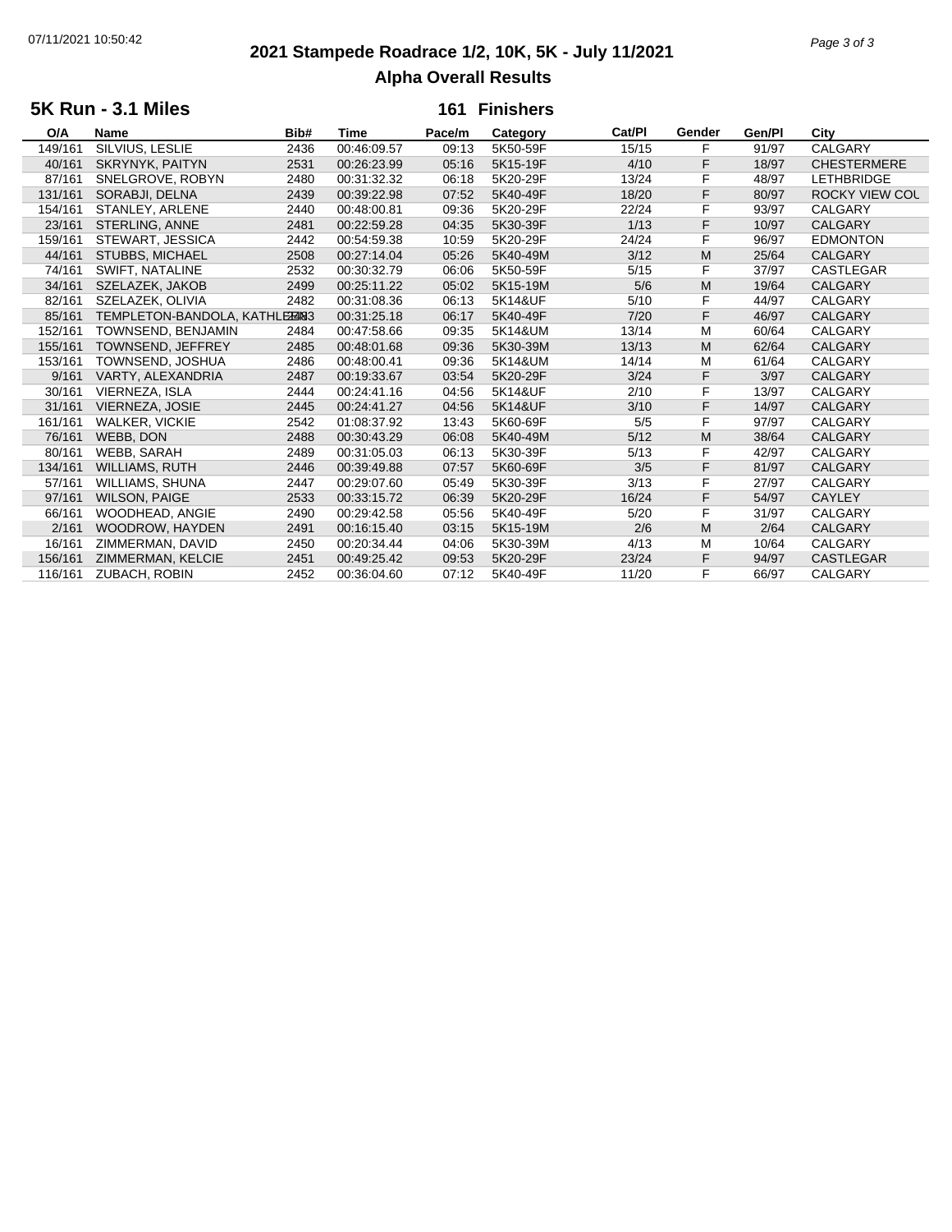# 2021 Stampede Roadrace 1/2, 10K, 5K - July 11/2021

## Alpha Overall Results

### 5K Run - 3.1 Miles

**161 Finishers**

| O/A | Name | Bib# | Time | Pace/m | Category | Cat/Pl | Gender | Gen/Pl | City |
|---|---|---|---|---|---|---|---|---|---|
| 149/161 | SILVIUS, LESLIE | 2436 | 00:46:09.57 | 09:13 | 5K50-59F | 15/15 | F | 91/97 | CALGARY |
| 40/161 | SKRYNYK, PAITYN | 2531 | 00:26:23.99 | 05:16 | 5K15-19F | 4/10 | F | 18/97 | CHESTERMERE |
| 87/161 | SNELGROVE, ROBYN | 2480 | 00:31:32.32 | 06:18 | 5K20-29F | 13/24 | F | 48/97 | LETHBRIDGE |
| 131/161 | SORABJI, DELNA | 2439 | 00:39:22.98 | 07:52 | 5K40-49F | 18/20 | F | 80/97 | ROCKY VIEW COU |
| 154/161 | STANLEY, ARLENE | 2440 | 00:48:00.81 | 09:36 | 5K20-29F | 22/24 | F | 93/97 | CALGARY |
| 23/161 | STERLING, ANNE | 2481 | 00:22:59.28 | 04:35 | 5K30-39F | 1/13 | F | 10/97 | CALGARY |
| 159/161 | STEWART, JESSICA | 2442 | 00:54:59.38 | 10:59 | 5K20-29F | 24/24 | F | 96/97 | EDMONTON |
| 44/161 | STUBBS, MICHAEL | 2508 | 00:27:14.04 | 05:26 | 5K40-49M | 3/12 | M | 25/64 | CALGARY |
| 74/161 | SWIFT, NATALINE | 2532 | 00:30:32.79 | 06:06 | 5K50-59F | 5/15 | F | 37/97 | CASTLEGAR |
| 34/161 | SZELAZEK, JAKOB | 2499 | 00:25:11.22 | 05:02 | 5K15-19M | 5/6 | M | 19/64 | CALGARY |
| 82/161 | SZELAZEK, OLIVIA | 2482 | 00:31:08.36 | 06:13 | 5K14&UF | 5/10 | F | 44/97 | CALGARY |
| 85/161 | TEMPLETON-BANDOLA, KATHLEEN | 2483 | 00:31:25.18 | 06:17 | 5K40-49F | 7/20 | F | 46/97 | CALGARY |
| 152/161 | TOWNSEND, BENJAMIN | 2484 | 00:47:58.66 | 09:35 | 5K14&UM | 13/14 | M | 60/64 | CALGARY |
| 155/161 | TOWNSEND, JEFFREY | 2485 | 00:48:01.68 | 09:36 | 5K30-39M | 13/13 | M | 62/64 | CALGARY |
| 153/161 | TOWNSEND, JOSHUA | 2486 | 00:48:00.41 | 09:36 | 5K14&UM | 14/14 | M | 61/64 | CALGARY |
| 9/161 | VARTY, ALEXANDRIA | 2487 | 00:19:33.67 | 03:54 | 5K20-29F | 3/24 | F | 3/97 | CALGARY |
| 30/161 | VIERNEZA, ISLA | 2444 | 00:24:41.16 | 04:56 | 5K14&UF | 2/10 | F | 13/97 | CALGARY |
| 31/161 | VIERNEZA, JOSIE | 2445 | 00:24:41.27 | 04:56 | 5K14&UF | 3/10 | F | 14/97 | CALGARY |
| 161/161 | WALKER, VICKIE | 2542 | 01:08:37.92 | 13:43 | 5K60-69F | 5/5 | F | 97/97 | CALGARY |
| 76/161 | WEBB, DON | 2488 | 00:30:43.29 | 06:08 | 5K40-49M | 5/12 | M | 38/64 | CALGARY |
| 80/161 | WEBB, SARAH | 2489 | 00:31:05.03 | 06:13 | 5K30-39F | 5/13 | F | 42/97 | CALGARY |
| 134/161 | WILLIAMS, RUTH | 2446 | 00:39:49.88 | 07:57 | 5K60-69F | 3/5 | F | 81/97 | CALGARY |
| 57/161 | WILLIAMS, SHUNA | 2447 | 00:29:07.60 | 05:49 | 5K30-39F | 3/13 | F | 27/97 | CALGARY |
| 97/161 | WILSON, PAIGE | 2533 | 00:33:15.72 | 06:39 | 5K20-29F | 16/24 | F | 54/97 | CAYLEY |
| 66/161 | WOODHEAD, ANGIE | 2490 | 00:29:42.58 | 05:56 | 5K40-49F | 5/20 | F | 31/97 | CALGARY |
| 2/161 | WOODROW, HAYDEN | 2491 | 00:16:15.40 | 03:15 | 5K15-19M | 2/6 | M | 2/64 | CALGARY |
| 16/161 | ZIMMERMAN, DAVID | 2450 | 00:20:34.44 | 04:06 | 5K30-39M | 4/13 | M | 10/64 | CALGARY |
| 156/161 | ZIMMERMAN, KELCIE | 2451 | 00:49:25.42 | 09:53 | 5K20-29F | 23/24 | F | 94/97 | CASTLEGAR |
| 116/161 | ZUBACH, ROBIN | 2452 | 00:36:04.60 | 07:12 | 5K40-49F | 11/20 | F | 66/97 | CALGARY |